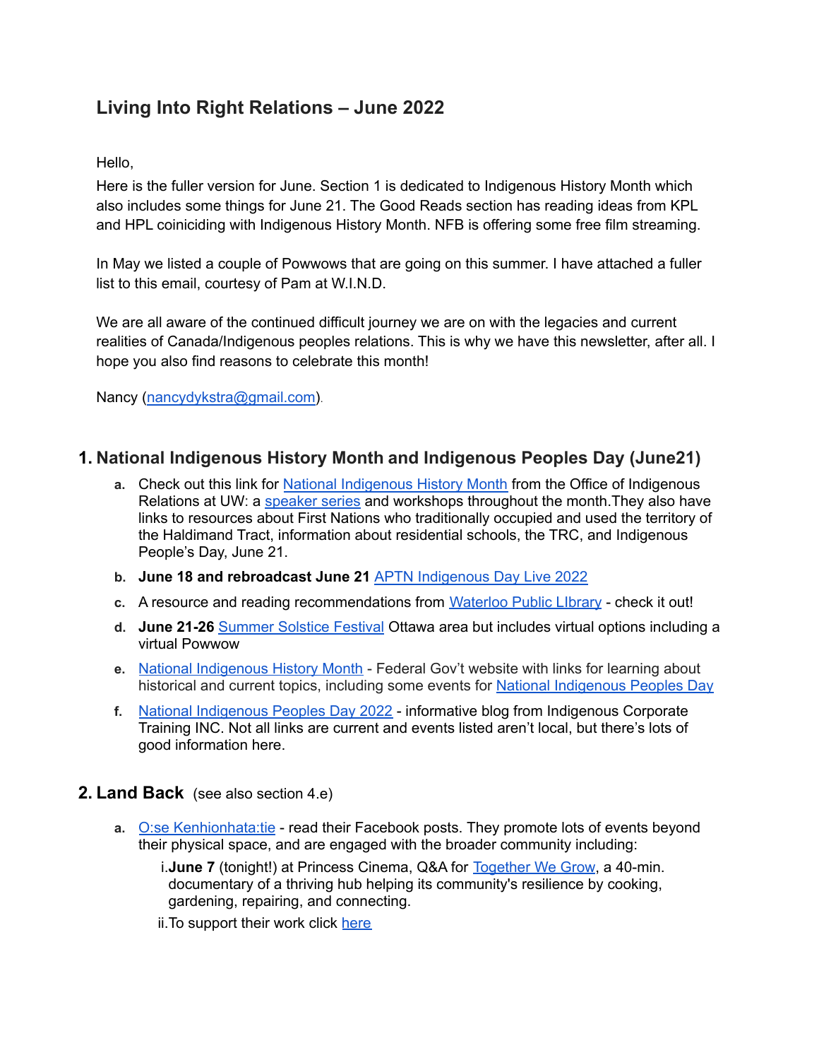# Living Into Right Relations – June 2022

Hello,

Here is the fuller version for June. Section 1 is dedicated to Indigenous History Month which also includes some things for June 21. The Good Reads section has reading ideas from KPL and HPL coiniciding with Indigenous History Month. NFB is offering some free film streaming.

In May we listed a couple of Powwows that are going on this summer. I have attached a fuller list to this email, courtesy of Pam at W.I.N.D.

We are all aware of the continued difficult journey we are on with the legacies and current realities of Canada/Indigenous peoples relations. This is why we have this newsletter, after all. I hope you also find reasons to celebrate this month!

Nancy (nancydykstra@gmail.com).

## 1. National Indigenous History Month and Indigenous Peoples Day (June21)

a. Check out this link for National Indigenous History Month from the Office of Indigenous Relations at UW: a speaker series and workshops throughout the month.They also have links to resources about First Nations who traditionally occupied and used the territory of the Haldimand Tract, information about residential schools, the TRC, and Indigenous People's Day, June 21.

b. **June 18 and rebroadcast June 21** APTN Indigenous Day Live 2022

c. A resource and reading recommendations from Waterloo Public LIbrary - check it out!

d. **June 21-26** Summer Solstice Festival Ottawa area but includes virtual options including a virtual Powwow

e. National Indigenous History Month - Federal Gov't website with links for learning about historical and current topics, including some events for National Indigenous Peoples Day

f. National Indigenous Peoples Day 2022 - informative blog from Indigenous Corporate Training INC. Not all links are current and events listed aren't local, but there's lots of good information here.

## 2. Land Back (see also section 4.e)

a. O:se Kenhionhata:tie - read their Facebook posts. They promote lots of events beyond their physical space, and are engaged with the broader community including:

  i. **June 7** (tonight!) at Princess Cinema, Q&A for Together We Grow, a 40-min. documentary of a thriving hub helping its community's resilience by cooking, gardening, repairing, and connecting.

  ii. To support their work click here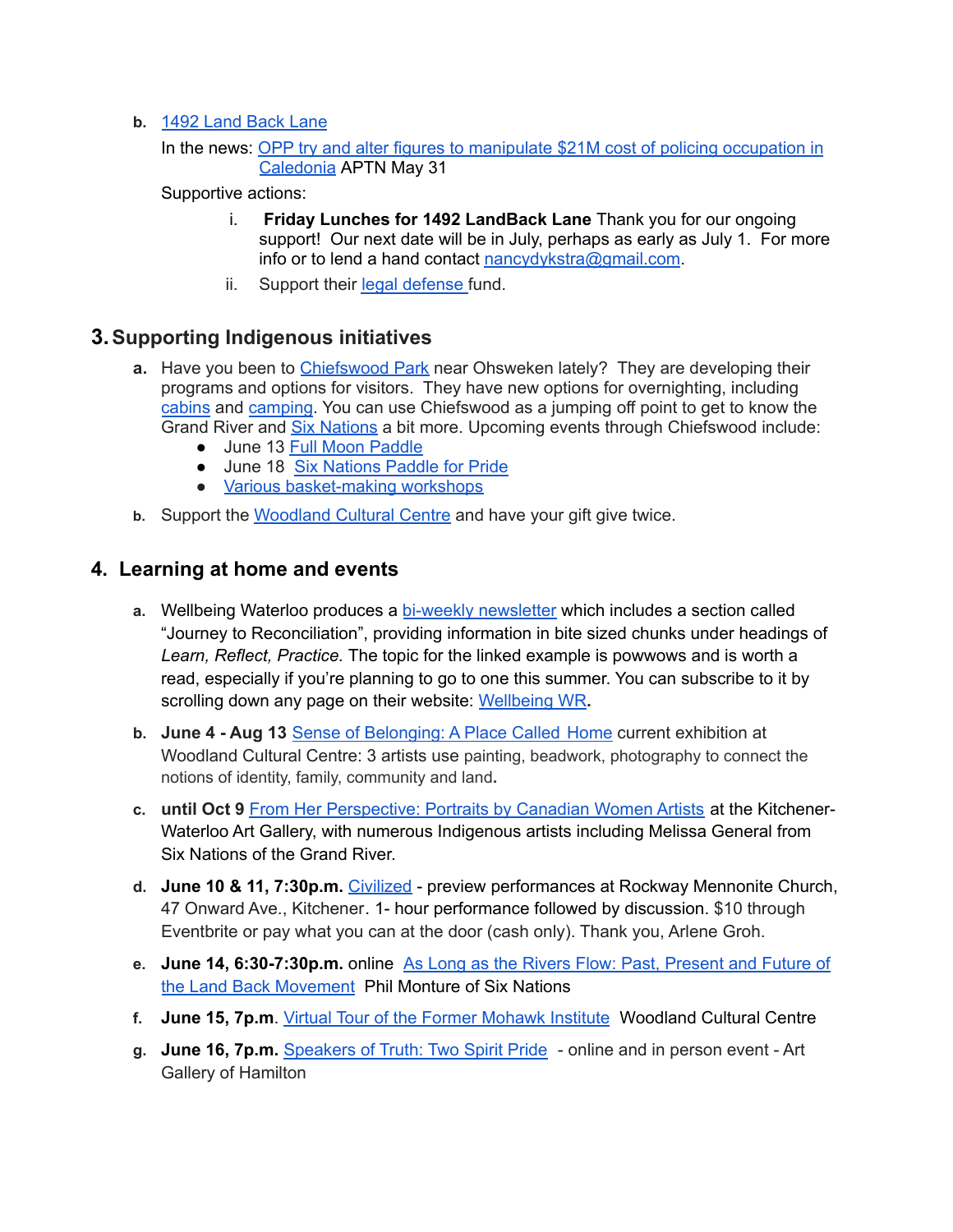b. 1492 Land Back Lane

In the news: OPP try and alter figures to manipulate $21M cost of policing occupation in Caledonia APTN May 31

Supportive actions:

i. **Friday Lunches for 1492 LandBack Lane** Thank you for our ongoing support! Our next date will be in July, perhaps as early as July 1. For more info or to lend a hand contact nancydykstra@gmail.com.

ii. Support their legal defense fund.

## 3. Supporting Indigenous initiatives

a. Have you been to Chiefswood Park near Ohsweken lately? They are developing their programs and options for visitors. They have new options for overnighting, including cabins and camping. You can use Chiefswood as a jumping off point to get to know the Grand River and Six Nations a bit more. Upcoming events through Chiefswood include:

- June 13 Full Moon Paddle
- June 18 Six Nations Paddle for Pride
- Various basket-making workshops

b. Support the Woodland Cultural Centre and have your gift give twice.

## 4. Learning at home and events

a. Wellbeing Waterloo produces a bi-weekly newsletter which includes a section called "Journey to Reconciliation", providing information in bite sized chunks under headings of *Learn, Reflect, Practice.* The topic for the linked example is powwows and is worth a read, especially if you're planning to go to one this summer. You can subscribe to it by scrolling down any page on their website: Wellbeing WR**.**

b. **June 4 - Aug 13** Sense of Belonging: A Place Called Home current exhibition at Woodland Cultural Centre: 3 artists use painting, beadwork, photography to connect the notions of identity, family, community and land**.**

c. **until Oct 9** From Her Perspective: Portraits by Canadian Women Artists at the Kitchener-Waterloo Art Gallery, with numerous Indigenous artists including Melissa General from Six Nations of the Grand River.

d. **June 10 & 11, 7:30p.m.** Civilized - preview performances at Rockway Mennonite Church, 47 Onward Ave., Kitchener. 1- hour performance followed by discussion. $10 through Eventbrite or pay what you can at the door (cash only). Thank you, Arlene Groh.

e. **June 14, 6:30-7:30p.m.** online As Long as the Rivers Flow: Past, Present and Future of the Land Back Movement Phil Monture of Six Nations

f. **June 15, 7p.m**. Virtual Tour of the Former Mohawk Institute Woodland Cultural Centre

g. **June 16, 7p.m.** Speakers of Truth: Two Spirit Pride - online and in person event - Art Gallery of Hamilton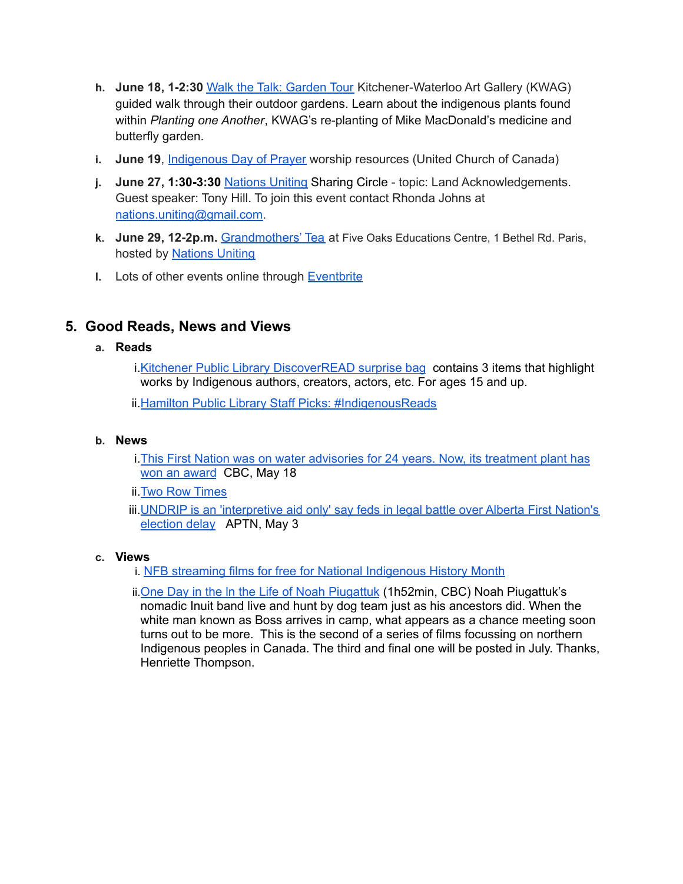h. **June 18, 1-2:30** Walk the Talk: Garden Tour Kitchener-Waterloo Art Gallery (KWAG) guided walk through their outdoor gardens. Learn about the indigenous plants found within *Planting one Another*, KWAG's re-planting of Mike MacDonald's medicine and butterfly garden.

i. **June 19**, Indigenous Day of Prayer worship resources (United Church of Canada)

j. **June 27, 1:30-3:30** Nations Uniting Sharing Circle - topic: Land Acknowledgements. Guest speaker: Tony Hill. To join this event contact Rhonda Johns at nations.uniting@gmail.com.

k. **June 29, 12-2p.m.** Grandmothers' Tea at Five Oaks Educations Centre, 1 Bethel Rd. Paris, hosted by Nations Uniting

l. Lots of other events online through Eventbrite

## 5. Good Reads, News and Views

### a. Reads

i. Kitchener Public Library DiscoverREAD surprise bag contains 3 items that highlight works by Indigenous authors, creators, actors, etc. For ages 15 and up.

ii. Hamilton Public Library Staff Picks: #IndigenousReads

### b. News

i. This First Nation was on water advisories for 24 years. Now, its treatment plant has won an award CBC, May 18

ii. Two Row Times

iii. UNDRIP is an 'interpretive aid only' say feds in legal battle over Alberta First Nation's election delay APTN, May 3

### c. Views

i. NFB streaming films for free for National Indigenous History Month

ii. One Day in the In the Life of Noah Piugattuk (1h52min, CBC) Noah Piugattuk's nomadic Inuit band live and hunt by dog team just as his ancestors did. When the white man known as Boss arrives in camp, what appears as a chance meeting soon turns out to be more. This is the second of a series of films focussing on northern Indigenous peoples in Canada. The third and final one will be posted in July. Thanks, Henriette Thompson.